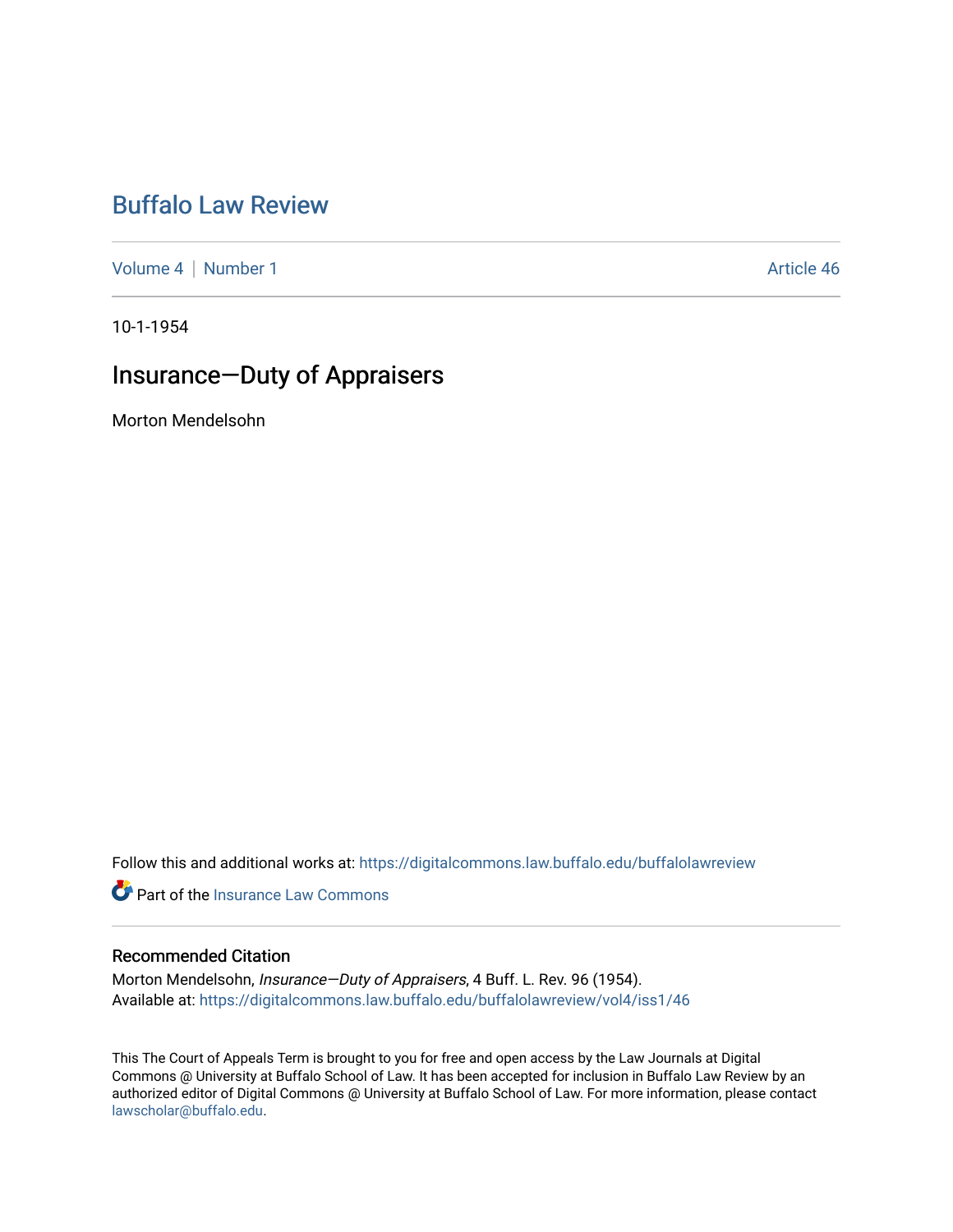# Buffalo Law Review

Volume 4 | Number 1 Article 46

10-1-1954

## Insurance—Duty of Appraisers

Morton Mendelsohn

Follow this and additional works at: https://digitalcommons.law.buffalo.edu/buffalolawreview

Part of the Insurance Law Commons

### Recommended Citation

Morton Mendelsohn, *Insurance—Duty of Appraisers*, 4 Buff. L. Rev. 96 (1954).
Available at: https://digitalcommons.law.buffalo.edu/buffalolawreview/vol4/iss1/46

This The Court of Appeals Term is brought to you for free and open access by the Law Journals at Digital Commons @ University at Buffalo School of Law. It has been accepted for inclusion in Buffalo Law Review by an authorized editor of Digital Commons @ University at Buffalo School of Law. For more information, please contact lawscholar@buffalo.edu.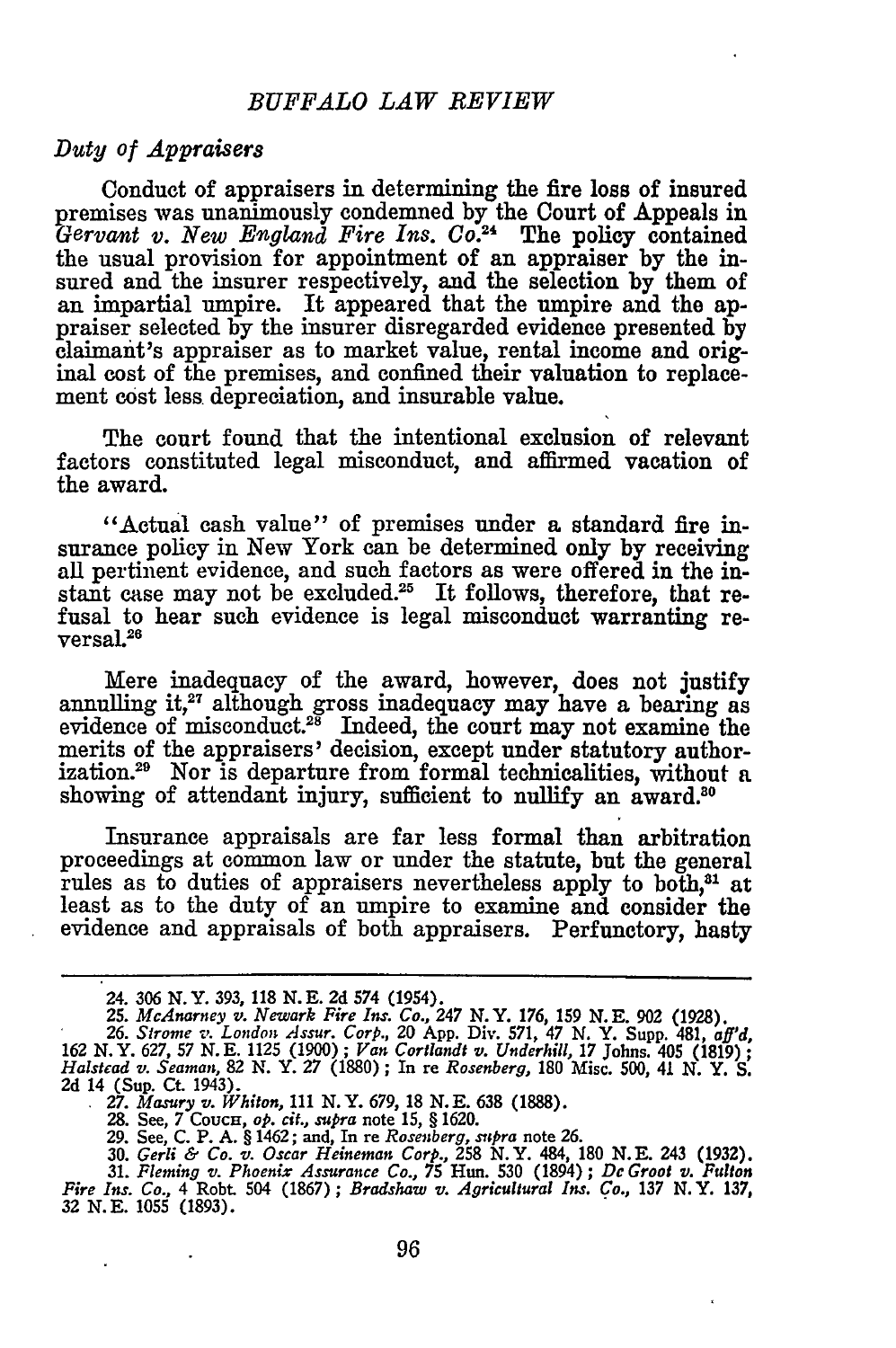### Duty of Appraisers

Conduct of appraisers in determining the fire loss of insured premises was unanimously condemned by the Court of Appeals in *Gervant v. New England Fire Ins. Co.*[24] The policy contained the usual provision for appointment of an appraiser by the insured and the insurer respectively, and the selection by them of an impartial umpire. It appeared that the umpire and the appraiser selected by the insurer disregarded evidence presented by claimant's appraiser as to market value, rental income and original cost of the premises, and confined their valuation to replacement cost less depreciation, and insurable value.

The court found that the intentional exclusion of relevant factors constituted legal misconduct, and affirmed vacation of the award.

"Actual cash value" of premises under a standard fire insurance policy in New York can be determined only by receiving all pertinent evidence, and such factors as were offered in the instant case may not be excluded.[25] It follows, therefore, that refusal to hear such evidence is legal misconduct warranting reversal.[26]

Mere inadequacy of the award, however, does not justify annulling it,[27] although gross inadequacy may have a bearing as evidence of misconduct.[28] Indeed, the court may not examine the merits of the appraisers' decision, except under statutory authorization.[29] Nor is departure from formal technicalities, without a showing of attendant injury, sufficient to nullify an award.[30]

Insurance appraisals are far less formal than arbitration proceedings at common law or under the statute, but the general rules as to duties of appraisers nevertheless apply to both,[31] at least as to the duty of an umpire to examine and consider the evidence and appraisals of both appraisers. Perfunctory, hasty

---

24. 306 N.Y. 393, 118 N.E. 2d 574 (1954).

25. *McAnarney v. Newark Fire Ins. Co.*, 247 N.Y. 176, 159 N.E. 902 (1928).

26. *Strome v. London Assur. Corp.*, 20 App. Div. 571, 47 N.Y. Supp. 481, *aff'd*, 162 N.Y. 627, 57 N.E. 1125 (1900); *Van Cortlandt v. Underhill*, 17 Johns. 405 (1819); *Halstead v. Seaman*, 82 N.Y. 27 (1880); In re *Rosenberg*, 180 Misc. 500, 41 N.Y.S. 2d 14 (Sup. Ct. 1943).

27. *Masury v. Whiton*, 111 N.Y. 679, 18 N.E. 638 (1888).

28. See, 7 COUCH, *op. cit., supra* note 15, § 1620.

29. See, C. P. A. § 1462; and, In re *Rosenberg*, *supra* note 26.

30. *Gerli & Co. v. Oscar Heineman Corp.*, 258 N.Y. 484, 180 N.E. 243 (1932).

31. *Fleming v. Phoenix Assurance Co.*, 75 Hun. 530 (1894); *De Groot v. Fulton Fire Ins. Co.*, 4 Robt. 504 (1867); *Bradshaw v. Agricultural Ins. Co.*, 137 N.Y. 137, 32 N.E. 1055 (1893).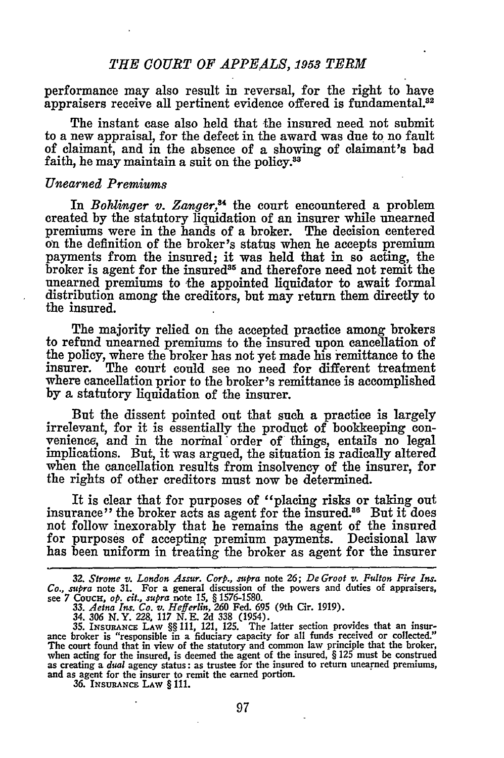performance may also result in reversal, for the right to have appraisers receive all pertinent evidence offered is fundamental.[32]

The instant case also held that the insured need not submit to a new appraisal, for the defect in the award was due to no fault of claimant, and in the absence of a showing of claimant's bad faith, he may maintain a suit on the policy.[33]

### *Unearned Premiums*

In *Bohlinger v. Zanger*,[34] the court encountered a problem created by the statutory liquidation of an insurer while unearned premiums were in the hands of a broker. The decision centered on the definition of the broker's status when he accepts premium payments from the insured; it was held that in so acting, the broker is agent for the insured[35] and therefore need not remit the unearned premiums to the appointed liquidator to await formal distribution among the creditors, but may return them directly to the insured.

The majority relied on the accepted practice among brokers to refund unearned premiums to the insured upon cancellation of the policy, where the broker has not yet made his remittance to the insurer. The court could see no need for different treatment where cancellation prior to the broker's remittance is accomplished by a statutory liquidation of the insurer.

But the dissent pointed out that such a practice is largely irrelevant, for it is essentially the product of bookkeeping convenience, and in the normal order of things, entails no legal implications. But, it was argued, the situation is radically altered when the cancellation results from insolvency of the insurer, for the rights of other creditors must now be determined.

It is clear that for purposes of "placing risks or taking out insurance" the broker acts as agent for the insured.[36] But it does not follow inexorably that he remains the agent of the insured for purposes of accepting premium payments. Decisional law has been uniform in treating the broker as agent for the insurer

---

32. *Strome v. London Assur. Corp., supra* note 26; *De Groot v. Fulton Fire Ins. Co., supra* note 31. For a general discussion of the powers and duties of appraisers, see 7 COUCH, *op. cit., supra* note 15, § 1576-1580.

33. *Aetna Ins. Co. v. Hefferlin*, 260 Fed. 695 (9th Cir. 1919).

34. 306 N.Y. 228, 117 N.E. 2d 338 (1954).

35. INSURANCE LAW §§ 111, 121, 125. The latter section provides that an insurance broker is "responsible in a fiduciary capacity for all funds received or collected." The court found that in view of the statutory and common law principle that the broker, when acting for the insured, is deemed the agent of the insured, § 125 must be construed as creating a *dual* agency status: as trustee for the insured to return unearned premiums, and as agent for the insurer to remit the earned portion.

36. INSURANCE LAW § 111.